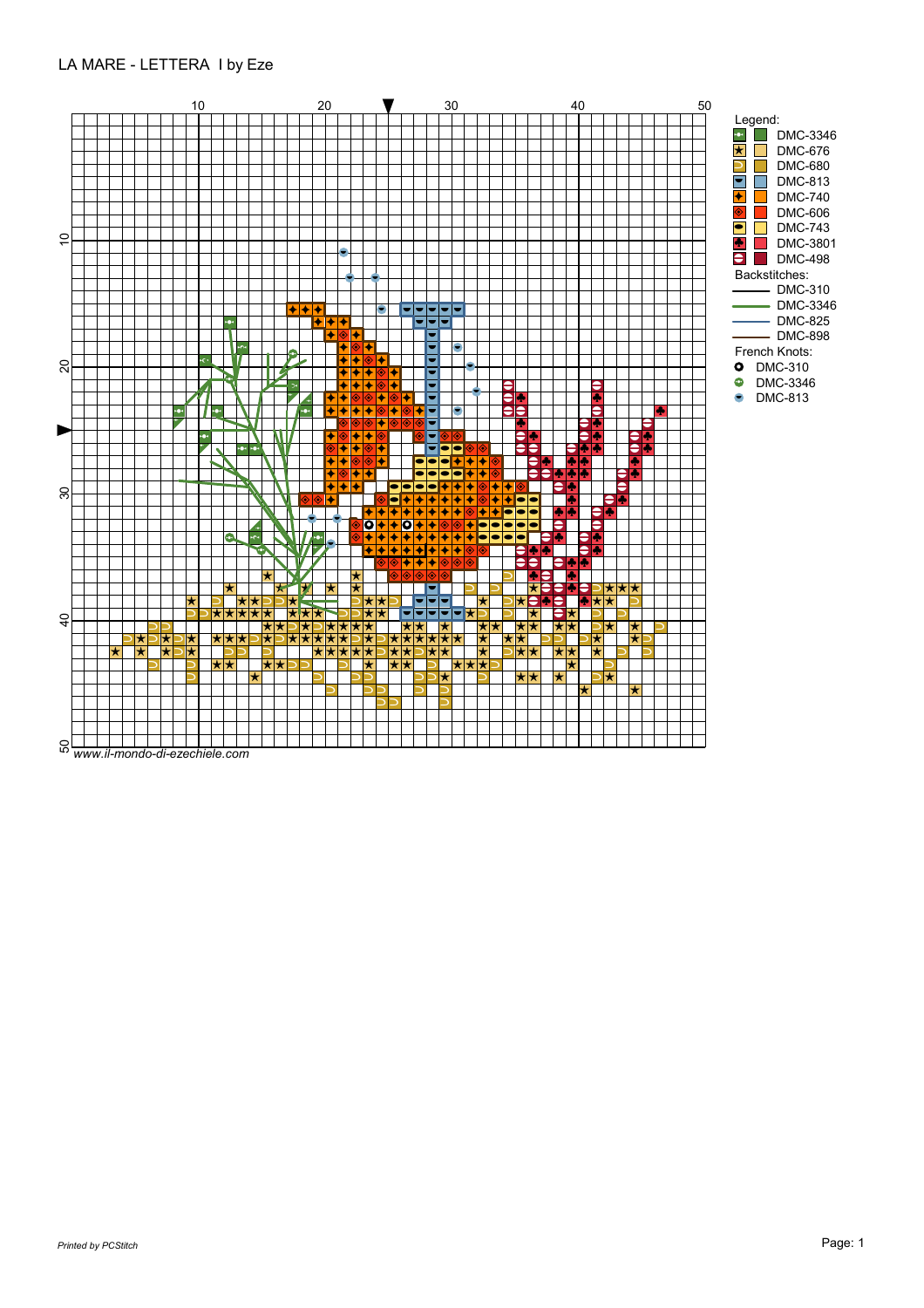# LA MARE - LETTERA I by Eze

Legend:

| Symbol | Color |
|---|---|
| DMC-3346 | |
| DMC-676 | |
| DMC-680 | |
| DMC-813 | |
| DMC-740 | |
| DMC-606 | |
| DMC-743 | |
| DMC-3801 | |
| DMC-498 | |

Backstitches:

- DMC-310
- DMC-3346
- DMC-825
- DMC-898

French Knots:

- DMC-310
- DMC-3346
- DMC-813

*www.il-mondo-di-ezechiele.com*

*Printed by PCStitch*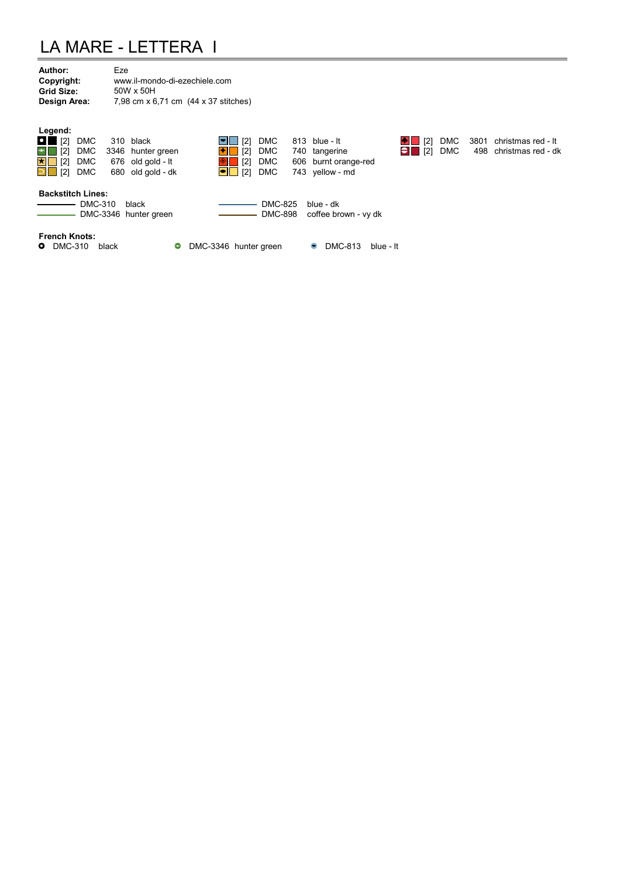# LA MARE - LETTERA I

**Author:** Eze
**Copyright:** www.il-mondo-di-ezechiele.com
**Grid Size:** 50W x 50H
**Design Area:** 7,98 cm x 6,71 cm (44 x 37 stitches)

**Legend:**

| | | | | |
|---|---|---|---|---|
| [2] | DMC | 310 | black | |
| [2] | DMC | 3346 | hunter green | |
| [2] | DMC | 676 | old gold - lt | |
| [2] | DMC | 680 | old gold - dk | |
| [2] | DMC | 813 | blue - lt | |
| [2] | DMC | 740 | tangerine | |
| [2] | DMC | 606 | burnt orange-red | |
| [2] | DMC | 743 | yellow - md | |
| [2] | DMC | 3801 | christmas red - lt | |
| [2] | DMC | 498 | christmas red - dk | |

**Backstitch Lines:**

- DMC-310 black
- DMC-3346 hunter green
- DMC-825 blue - dk
- DMC-898 coffee brown - vy dk

**French Knots:**

- DMC-310 black
- DMC-3346 hunter green
- DMC-813 blue - lt